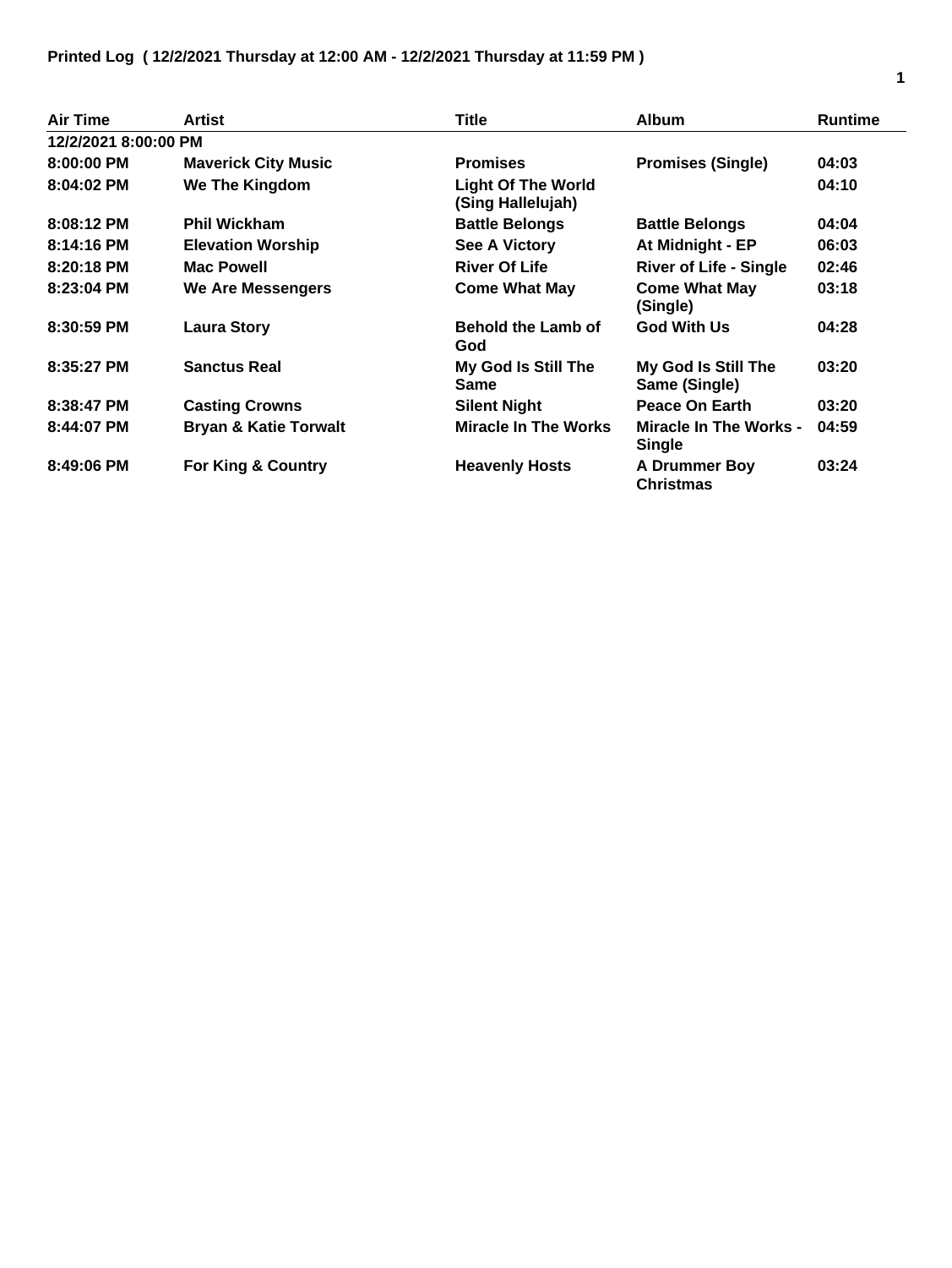**Printed Log ( 12/2/2021 Thursday at 12:00 AM - 12/2/2021 Thursday at 11:59 PM )**

| Air Time | Artist | Title | Album | Runtime |
|---|---|---|---|---|
| **12/2/2021 8:00:00 PM** | | | | |
| 8:00:00 PM | Maverick City Music | Promises | Promises (Single) | 04:03 |
| 8:04:02 PM | We The Kingdom | Light Of The World (Sing Hallelujah) | | 04:10 |
| 8:08:12 PM | Phil Wickham | Battle Belongs | Battle Belongs | 04:04 |
| 8:14:16 PM | Elevation Worship | See A Victory | At Midnight - EP | 06:03 |
| 8:20:18 PM | Mac Powell | River Of Life | River of Life - Single | 02:46 |
| 8:23:04 PM | We Are Messengers | Come What May | Come What May (Single) | 03:18 |
| 8:30:59 PM | Laura Story | Behold the Lamb of God | God With Us | 04:28 |
| 8:35:27 PM | Sanctus Real | My God Is Still The Same | My God Is Still The Same (Single) | 03:20 |
| 8:38:47 PM | Casting Crowns | Silent Night | Peace On Earth | 03:20 |
| 8:44:07 PM | Bryan & Katie Torwalt | Miracle In The Works | Miracle In The Works - Single | 04:59 |
| 8:49:06 PM | For King & Country | Heavenly Hosts | A Drummer Boy Christmas | 03:24 |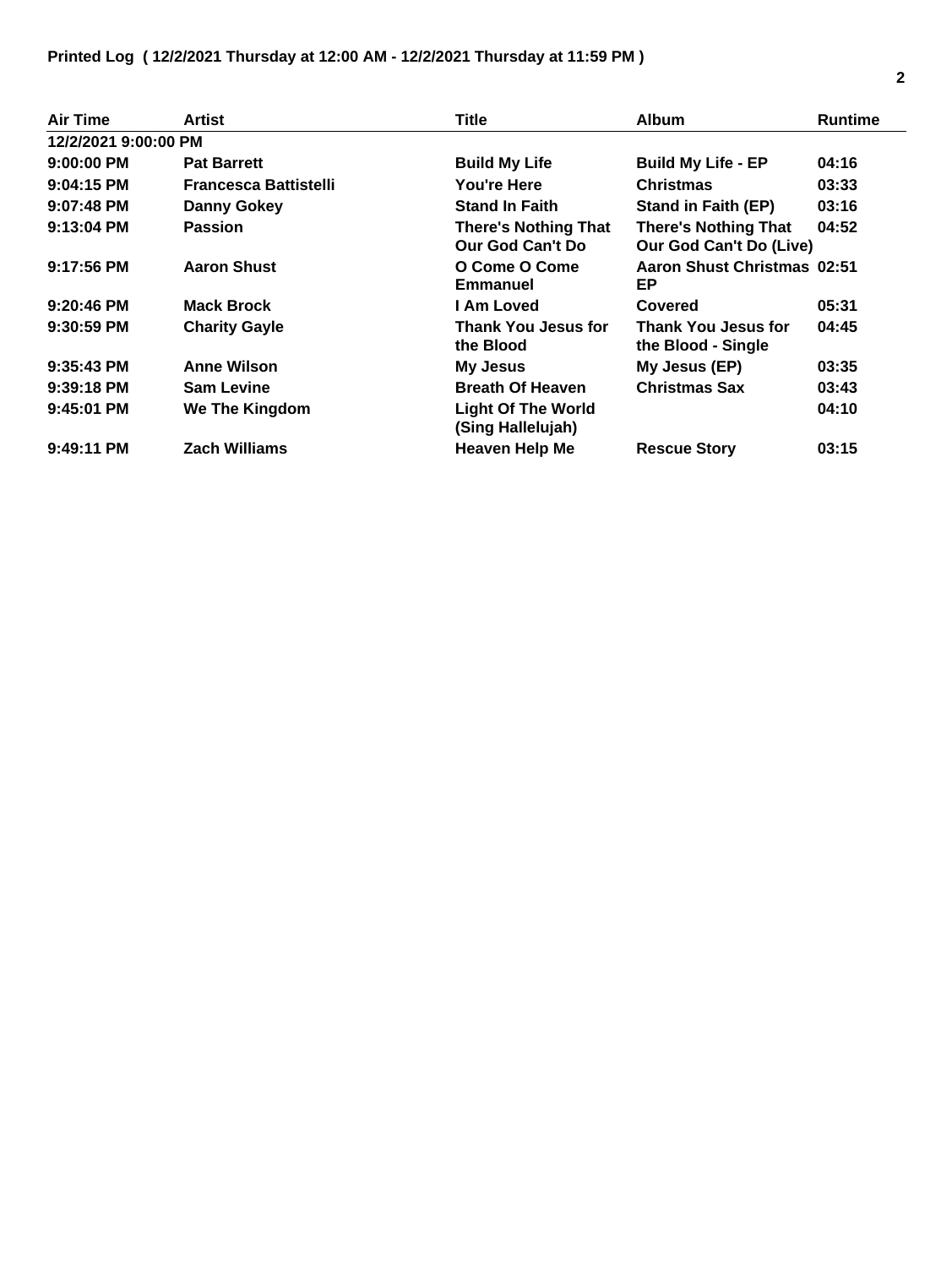**Printed Log ( 12/2/2021 Thursday at 12:00 AM - 12/2/2021 Thursday at 11:59 PM )**

| Air Time | Artist | Title | Album | Runtime |
|---|---|---|---|---|
| **12/2/2021 9:00:00 PM** | | | | |
| **9:00:00 PM** | **Pat Barrett** | **Build My Life** | **Build My Life - EP** | **04:16** |
| **9:04:15 PM** | **Francesca Battistelli** | **You're Here** | **Christmas** | **03:33** |
| **9:07:48 PM** | **Danny Gokey** | **Stand In Faith** | **Stand in Faith (EP)** | **03:16** |
| **9:13:04 PM** | **Passion** | **There's Nothing That Our God Can't Do** | **There's Nothing That Our God Can't Do (Live)** | **04:52** |
| **9:17:56 PM** | **Aaron Shust** | **O Come O Come Emmanuel** | **Aaron Shust Christmas EP** | **02:51** |
| **9:20:46 PM** | **Mack Brock** | **I Am Loved** | **Covered** | **05:31** |
| **9:30:59 PM** | **Charity Gayle** | **Thank You Jesus for the Blood** | **Thank You Jesus for the Blood - Single** | **04:45** |
| **9:35:43 PM** | **Anne Wilson** | **My Jesus** | **My Jesus (EP)** | **03:35** |
| **9:39:18 PM** | **Sam Levine** | **Breath Of Heaven** | **Christmas Sax** | **03:43** |
| **9:45:01 PM** | **We The Kingdom** | **Light Of The World (Sing Hallelujah)** | | **04:10** |
| **9:49:11 PM** | **Zach Williams** | **Heaven Help Me** | **Rescue Story** | **03:15** |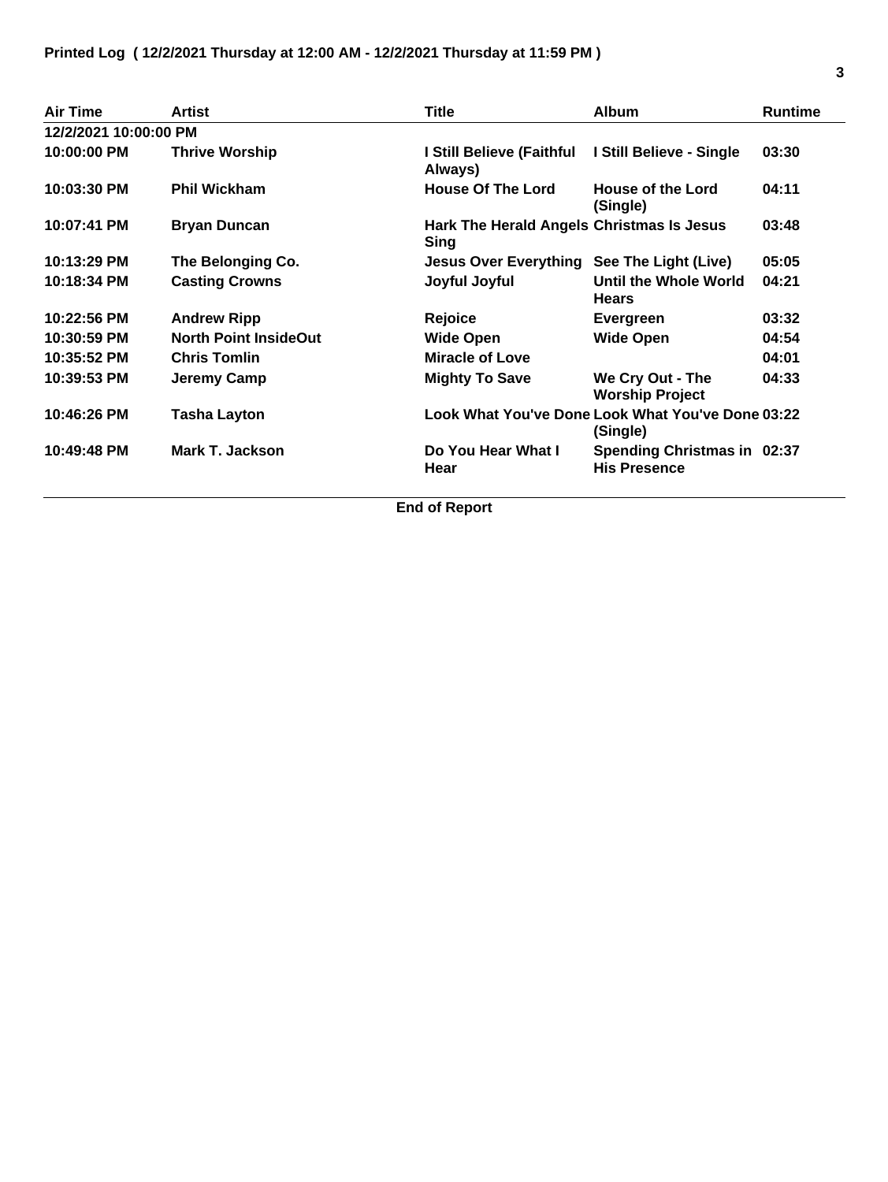**Printed Log ( 12/2/2021 Thursday at 12:00 AM - 12/2/2021 Thursday at 11:59 PM )**

| Air Time | Artist | Title | Album | Runtime |
|---|---|---|---|---|
| **12/2/2021 10:00:00 PM** | | | | |
| 10:00:00 PM | Thrive Worship | I Still Believe (Faithful Always) | I Still Believe - Single | 03:30 |
| 10:03:30 PM | Phil Wickham | House Of The Lord | House of the Lord (Single) | 04:11 |
| 10:07:41 PM | Bryan Duncan | Hark The Herald Angels Sing | Christmas Is Jesus | 03:48 |
| 10:13:29 PM | The Belonging Co. | Jesus Over Everything | See The Light (Live) | 05:05 |
| 10:18:34 PM | Casting Crowns | Joyful Joyful | Until the Whole World Hears | 04:21 |
| 10:22:56 PM | Andrew Ripp | Rejoice | Evergreen | 03:32 |
| 10:30:59 PM | North Point InsideOut | Wide Open | Wide Open | 04:54 |
| 10:35:52 PM | Chris Tomlin | Miracle of Love | | 04:01 |
| 10:39:53 PM | Jeremy Camp | Mighty To Save | We Cry Out - The Worship Project | 04:33 |
| 10:46:26 PM | Tasha Layton | Look What You've Done | Look What You've Done (Single) | 03:22 |
| 10:49:48 PM | Mark T. Jackson | Do You Hear What I Hear | Spending Christmas in His Presence | 02:37 |

**End of Report**